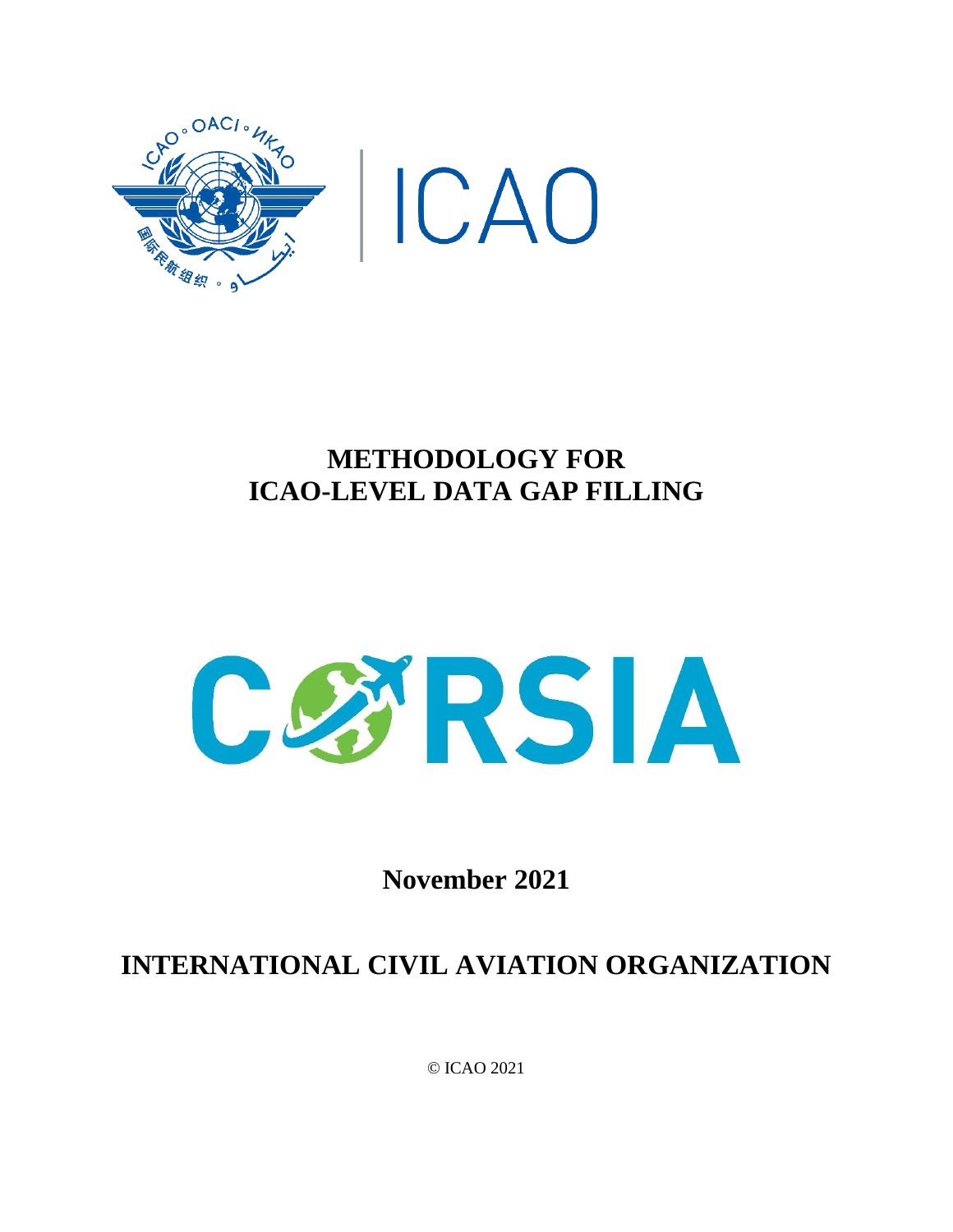ICAO

# METHODOLOGY FOR ICAO-LEVEL DATA GAP FILLING

CORSIA

**November 2021**

## INTERNATIONAL CIVIL AVIATION ORGANIZATION

© ICAO 2021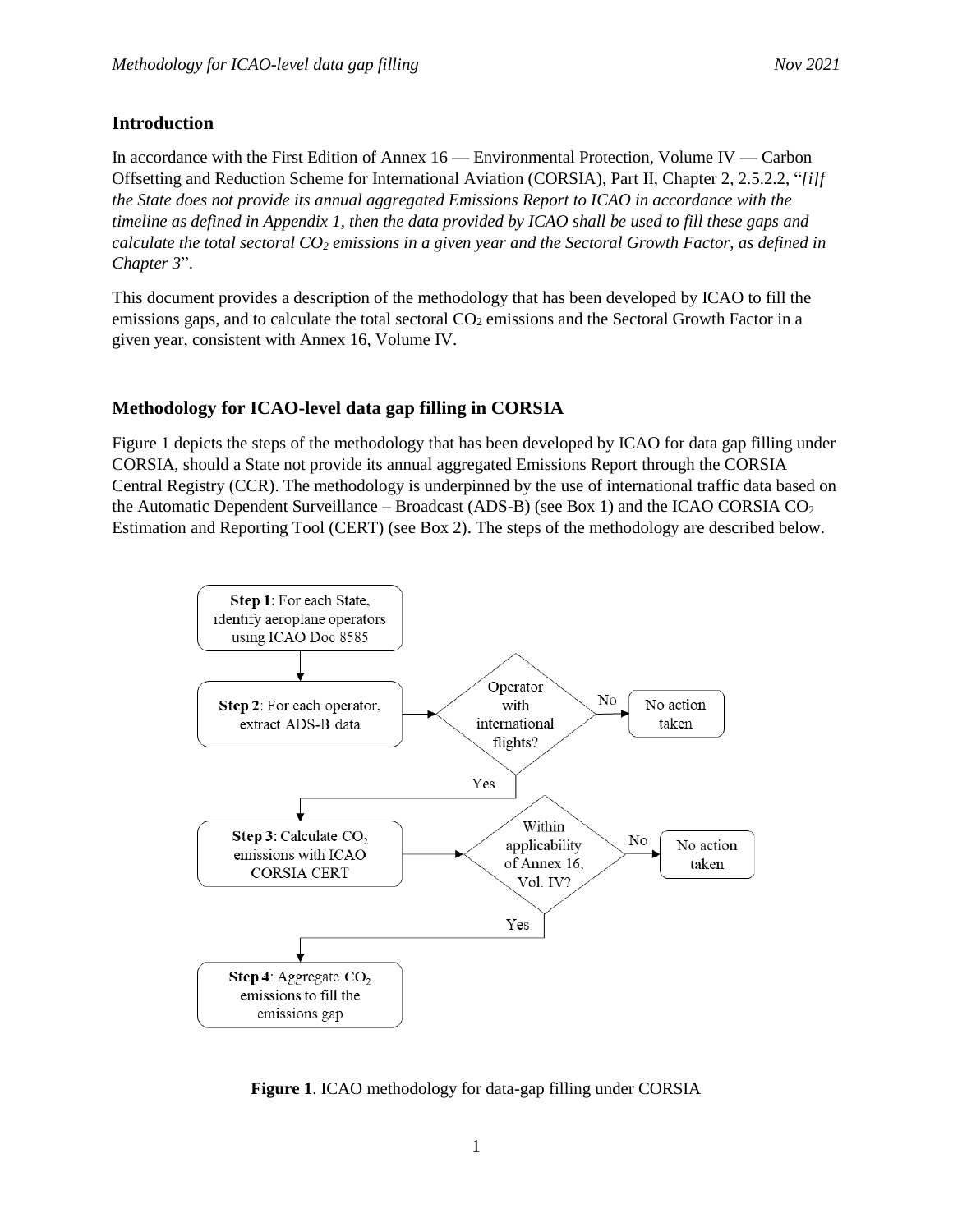## Introduction

In accordance with the First Edition of Annex 16 — Environmental Protection, Volume IV — Carbon Offsetting and Reduction Scheme for International Aviation (CORSIA), Part II, Chapter 2, 2.5.2.2, "*[i]f the State does not provide its annual aggregated Emissions Report to ICAO in accordance with the timeline as defined in Appendix 1, then the data provided by ICAO shall be used to fill these gaps and calculate the total sectoral $CO_2$ emissions in a given year and the Sectoral Growth Factor, as defined in Chapter 3*".

This document provides a description of the methodology that has been developed by ICAO to fill the emissions gaps, and to calculate the total sectoral $CO_2$ emissions and the Sectoral Growth Factor in a given year, consistent with Annex 16, Volume IV.

## Methodology for ICAO-level data gap filling in CORSIA

Figure 1 depicts the steps of the methodology that has been developed by ICAO for data gap filling under CORSIA, should a State not provide its annual aggregated Emissions Report through the CORSIA Central Registry (CCR). The methodology is underpinned by the use of international traffic data based on the Automatic Dependent Surveillance – Broadcast (ADS-B) (see Box 1) and the ICAO CORSIA $CO_2$ Estimation and Reporting Tool (CERT) (see Box 2). The steps of the methodology are described below.

**Step 1**: For each State, identify aeroplane operators using ICAO Doc 8585

**Step 2**: For each operator, extract ADS-B data

Operator with international flights? — No: No action taken; Yes: proceed to Step 3

**Step 3**: Calculate $CO_2$ emissions with ICAO CORSIA CERT

Within applicability of Annex 16, Vol. IV? — No: No action taken; Yes: proceed to Step 4

**Step 4**: Aggregate $CO_2$ emissions to fill the emissions gap

**Figure 1**. ICAO methodology for data-gap filling under CORSIA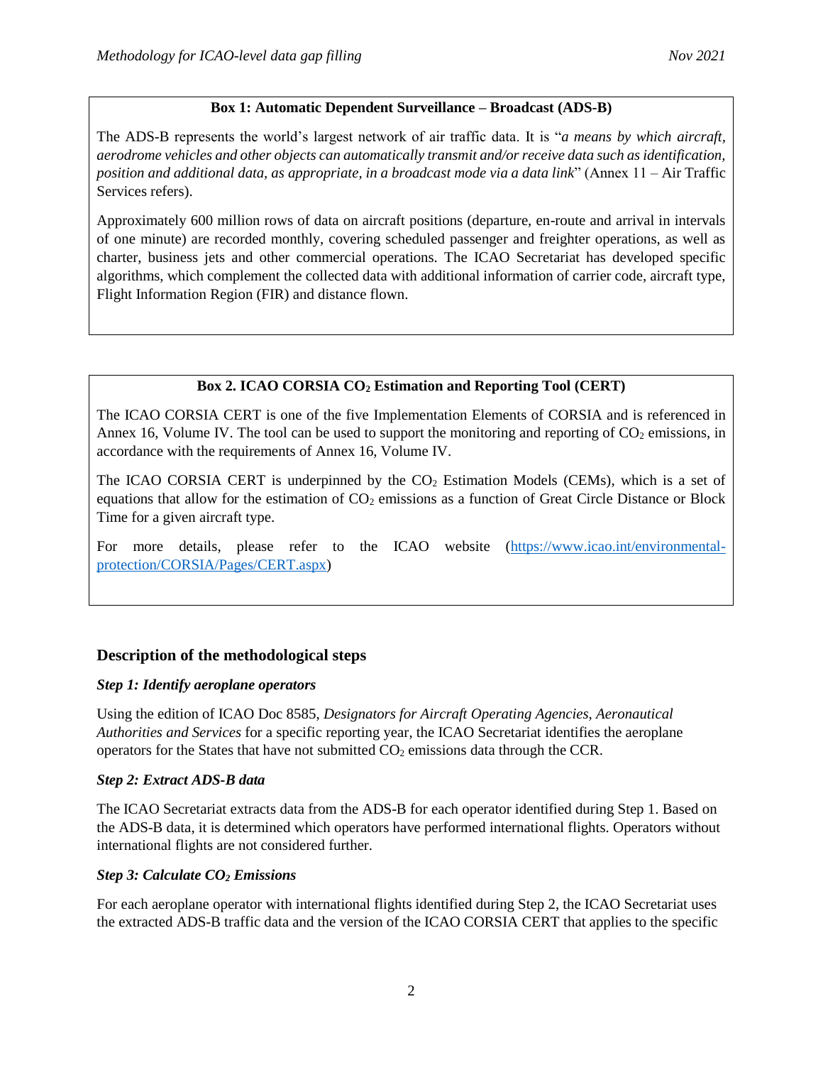**Box 1: Automatic Dependent Surveillance – Broadcast (ADS-B)**

The ADS-B represents the world's largest network of air traffic data. It is "*a means by which aircraft, aerodrome vehicles and other objects can automatically transmit and/or receive data such as identification, position and additional data, as appropriate, in a broadcast mode via a data link*" (Annex 11 – Air Traffic Services refers).

Approximately 600 million rows of data on aircraft positions (departure, en-route and arrival in intervals of one minute) are recorded monthly, covering scheduled passenger and freighter operations, as well as charter, business jets and other commercial operations. The ICAO Secretariat has developed specific algorithms, which complement the collected data with additional information of carrier code, aircraft type, Flight Information Region (FIR) and distance flown.

**Box 2. ICAO CORSIA $CO_2$ Estimation and Reporting Tool (CERT)**

The ICAO CORSIA CERT is one of the five Implementation Elements of CORSIA and is referenced in Annex 16, Volume IV. The tool can be used to support the monitoring and reporting of $CO_2$ emissions, in accordance with the requirements of Annex 16, Volume IV.

The ICAO CORSIA CERT is underpinned by the $CO_2$ Estimation Models (CEMs), which is a set of equations that allow for the estimation of $CO_2$ emissions as a function of Great Circle Distance or Block Time for a given aircraft type.

For more details, please refer to the ICAO website (https://www.icao.int/environmental-protection/CORSIA/Pages/CERT.aspx)

## Description of the methodological steps

### *Step 1: Identify aeroplane operators*

Using the edition of ICAO Doc 8585, *Designators for Aircraft Operating Agencies, Aeronautical Authorities and Services* for a specific reporting year, the ICAO Secretariat identifies the aeroplane operators for the States that have not submitted $CO_2$ emissions data through the CCR.

### *Step 2: Extract ADS-B data*

The ICAO Secretariat extracts data from the ADS-B for each operator identified during Step 1. Based on the ADS-B data, it is determined which operators have performed international flights. Operators without international flights are not considered further.

### *Step 3: Calculate $CO_2$ Emissions*

For each aeroplane operator with international flights identified during Step 2, the ICAO Secretariat uses the extracted ADS-B traffic data and the version of the ICAO CORSIA CERT that applies to the specific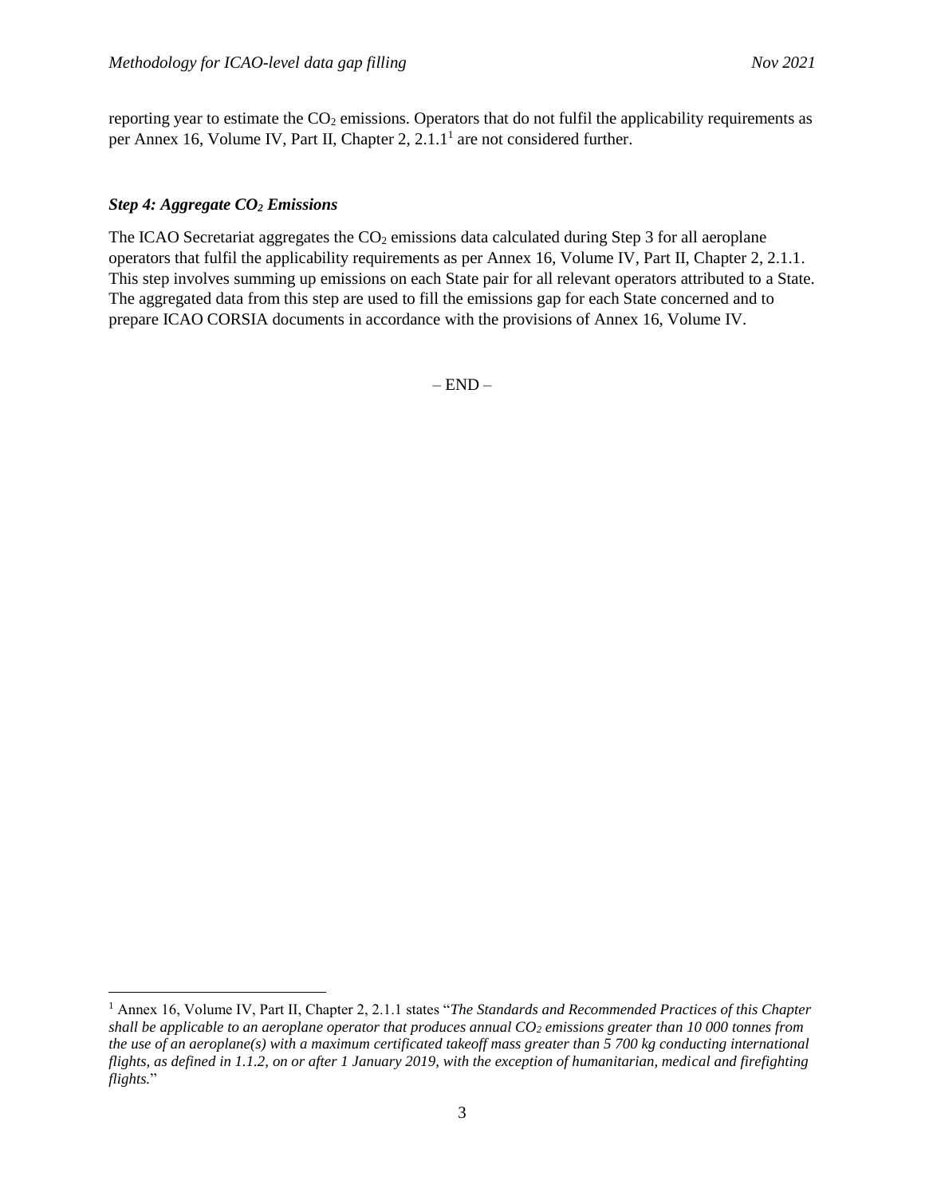reporting year to estimate the $CO_2$ emissions. Operators that do not fulfil the applicability requirements as per Annex 16, Volume IV, Part II, Chapter 2, 2.1.1[1] are not considered further.

### *Step 4: Aggregate $CO_2$ Emissions*

The ICAO Secretariat aggregates the $CO_2$ emissions data calculated during Step 3 for all aeroplane operators that fulfil the applicability requirements as per Annex 16, Volume IV, Part II, Chapter 2, 2.1.1. This step involves summing up emissions on each State pair for all relevant operators attributed to a State. The aggregated data from this step are used to fill the emissions gap for each State concerned and to prepare ICAO CORSIA documents in accordance with the provisions of Annex 16, Volume IV.

– END –

---

[1] Annex 16, Volume IV, Part II, Chapter 2, 2.1.1 states "*The Standards and Recommended Practices of this Chapter shall be applicable to an aeroplane operator that produces annual $CO_2$ emissions greater than 10 000 tonnes from the use of an aeroplane(s) with a maximum certificated takeoff mass greater than 5 700 kg conducting international flights, as defined in 1.1.2, on or after 1 January 2019, with the exception of humanitarian, medical and firefighting flights.*"